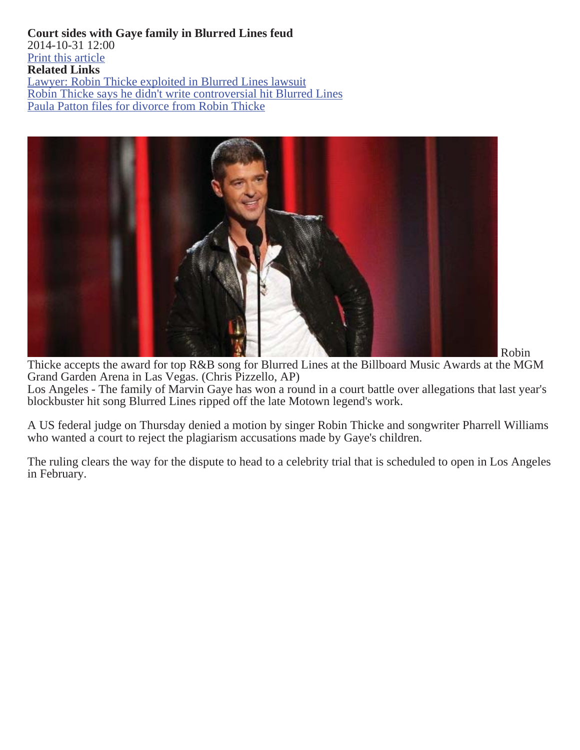**Court sides with Gaye family in Blurred Lines feud**
2014-10-31 12:00
Print this article
**Related Links**
Lawyer: Robin Thicke exploited in Blurred Lines lawsuit
Robin Thicke says he didn't write controversial hit Blurred Lines
Paula Patton files for divorce from Robin Thicke

Robin Thicke accepts the award for top R&B song for Blurred Lines at the Billboard Music Awards at the MGM Grand Garden Arena in Las Vegas. (Chris Pizzello, AP)

Los Angeles - The family of Marvin Gaye has won a round in a court battle over allegations that last year's blockbuster hit song Blurred Lines ripped off the late Motown legend's work.

A US federal judge on Thursday denied a motion by singer Robin Thicke and songwriter Pharrell Williams who wanted a court to reject the plagiarism accusations made by Gaye's children.

The ruling clears the way for the dispute to head to a celebrity trial that is scheduled to open in Los Angeles in February.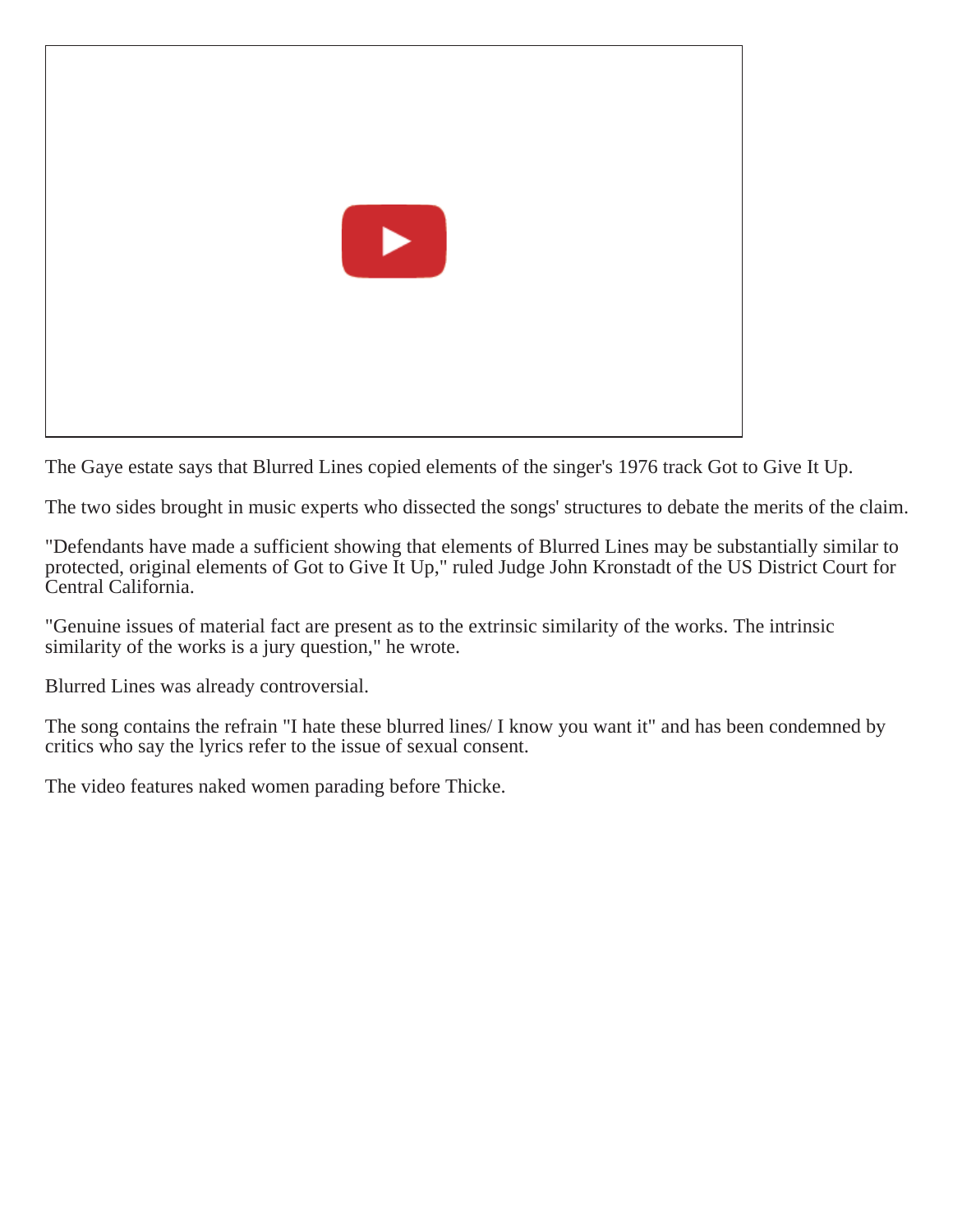The Gaye estate says that Blurred Lines copied elements of the singer's 1976 track Got to Give It Up.

The two sides brought in music experts who dissected the songs' structures to debate the merits of the claim.

"Defendants have made a sufficient showing that elements of Blurred Lines may be substantially similar to protected, original elements of Got to Give It Up," ruled Judge John Kronstadt of the US District Court for Central California.

"Genuine issues of material fact are present as to the extrinsic similarity of the works. The intrinsic similarity of the works is a jury question," he wrote.

Blurred Lines was already controversial.

The song contains the refrain "I hate these blurred lines/ I know you want it" and has been condemned by critics who say the lyrics refer to the issue of sexual consent.

The video features naked women parading before Thicke.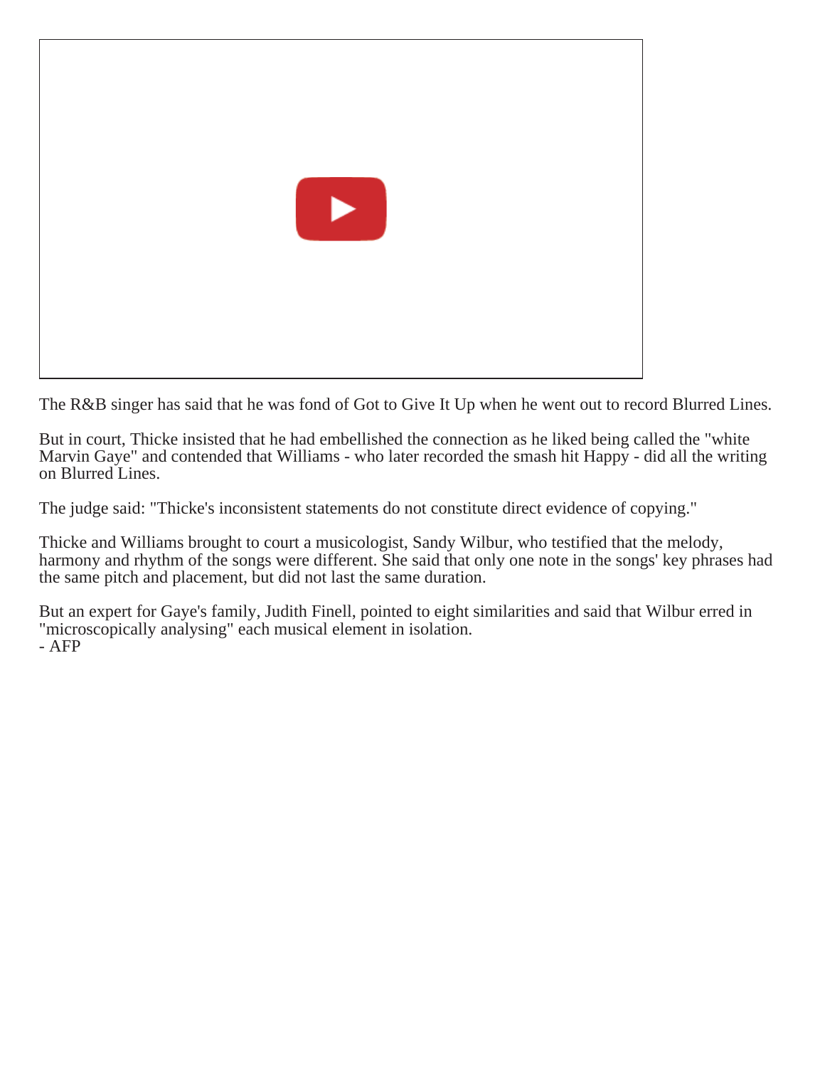The R&B singer has said that he was fond of Got to Give It Up when he went out to record Blurred Lines.

But in court, Thicke insisted that he had embellished the connection as he liked being called the "white Marvin Gaye" and contended that Williams - who later recorded the smash hit Happy - did all the writing on Blurred Lines.

The judge said: "Thicke's inconsistent statements do not constitute direct evidence of copying."

Thicke and Williams brought to court a musicologist, Sandy Wilbur, who testified that the melody, harmony and rhythm of the songs were different. She said that only one note in the songs' key phrases had the same pitch and placement, but did not last the same duration.

But an expert for Gaye's family, Judith Finell, pointed to eight similarities and said that Wilbur erred in "microscopically analysing" each musical element in isolation.
- AFP